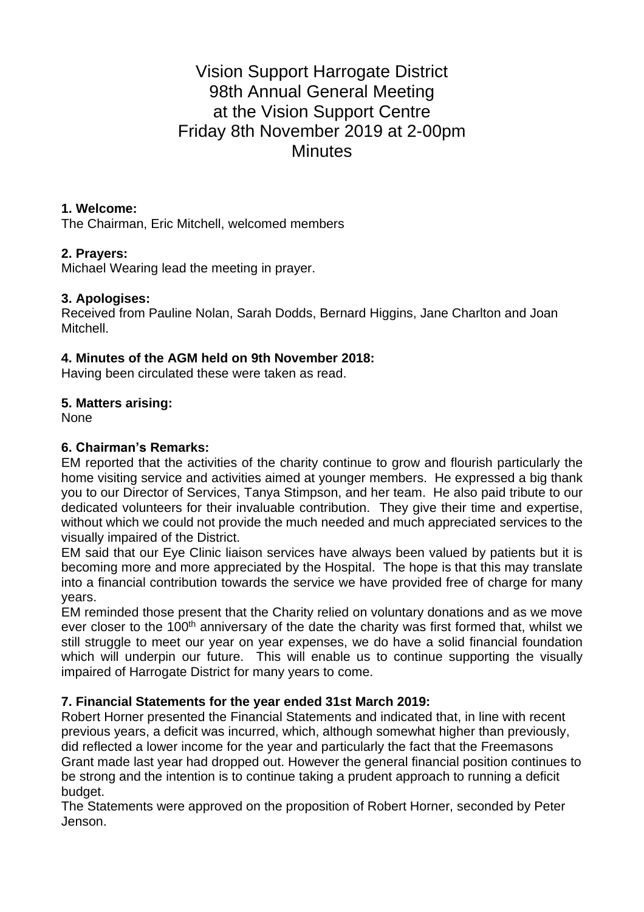# Vision Support Harrogate District
# 98th Annual General Meeting
# at the Vision Support Centre
# Friday 8th November 2019 at 2-00pm
# Minutes

**1. Welcome:**
The Chairman, Eric Mitchell, welcomed members

**2. Prayers:**
Michael Wearing lead the meeting in prayer.

**3. Apologises:**
Received from Pauline Nolan, Sarah Dodds, Bernard Higgins, Jane Charlton and Joan Mitchell.

**4. Minutes of the AGM held on 9th November 2018:**
Having been circulated these were taken as read.

**5. Matters arising:**
None

**6. Chairman's Remarks:**
EM reported that the activities of the charity continue to grow and flourish particularly the home visiting service and activities aimed at younger members. He expressed a big thank you to our Director of Services, Tanya Stimpson, and her team. He also paid tribute to our dedicated volunteers for their invaluable contribution. They give their time and expertise, without which we could not provide the much needed and much appreciated services to the visually impaired of the District.
EM said that our Eye Clinic liaison services have always been valued by patients but it is becoming more and more appreciated by the Hospital. The hope is that this may translate into a financial contribution towards the service we have provided free of charge for many years.
EM reminded those present that the Charity relied on voluntary donations and as we move ever closer to the 100th anniversary of the date the charity was first formed that, whilst we still struggle to meet our year on year expenses, we do have a solid financial foundation which will underpin our future. This will enable us to continue supporting the visually impaired of Harrogate District for many years to come.

**7. Financial Statements for the year ended 31st March 2019:**
Robert Horner presented the Financial Statements and indicated that, in line with recent previous years, a deficit was incurred, which, although somewhat higher than previously, did reflected a lower income for the year and particularly the fact that the Freemasons Grant made last year had dropped out. However the general financial position continues to be strong and the intention is to continue taking a prudent approach to running a deficit budget.
The Statements were approved on the proposition of Robert Horner, seconded by Peter Jenson.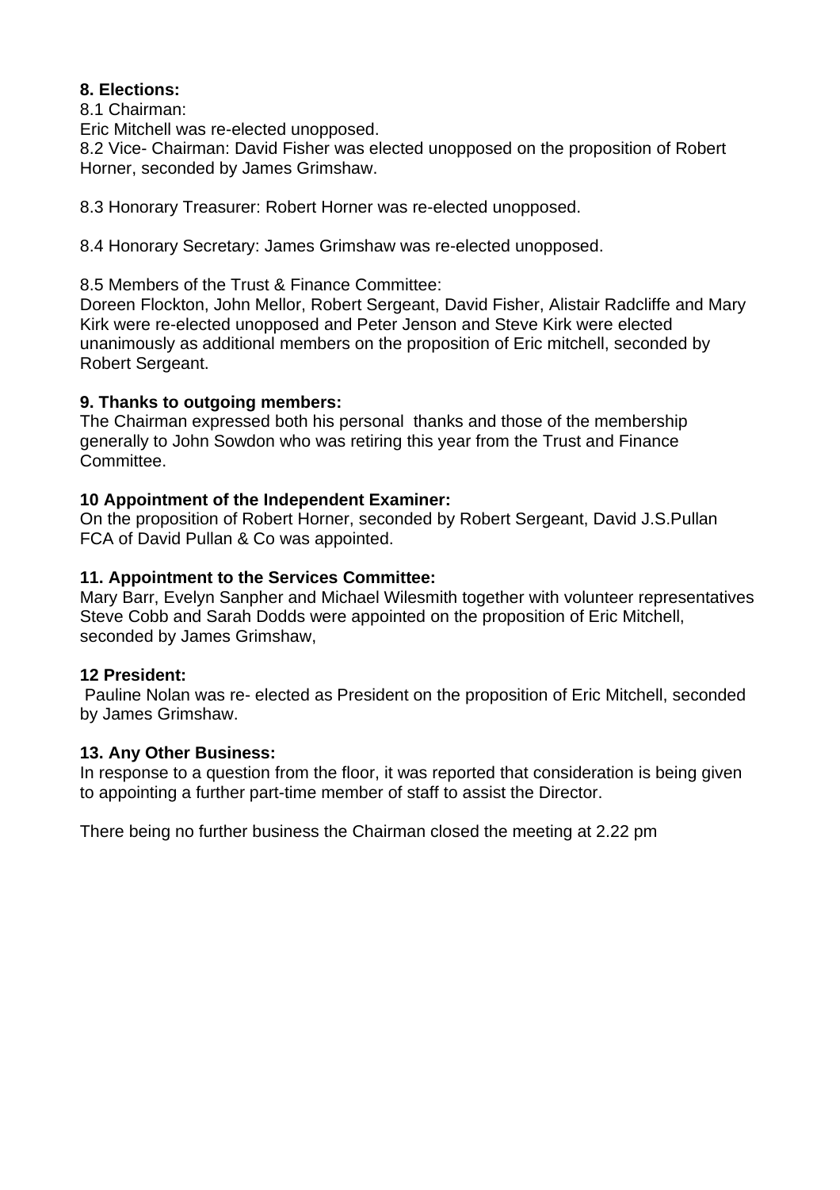**8. Elections:**

8.1 Chairman:
Eric Mitchell was re-elected unopposed.
8.2 Vice- Chairman: David Fisher was elected unopposed on the proposition of Robert Horner, seconded by James Grimshaw.

8.3 Honorary Treasurer: Robert Horner was re-elected unopposed.

8.4 Honorary Secretary: James Grimshaw was re-elected unopposed.

8.5 Members of the Trust & Finance Committee:
Doreen Flockton, John Mellor, Robert Sergeant, David Fisher, Alistair Radcliffe and Mary Kirk were re-elected unopposed and Peter Jenson and Steve Kirk were elected unanimously as additional members on the proposition of Eric mitchell, seconded by Robert Sergeant.

**9. Thanks to outgoing members:**

The Chairman expressed both his personal thanks and those of the membership generally to John Sowdon who was retiring this year from the Trust and Finance Committee.

**10 Appointment of the Independent Examiner:**

On the proposition of Robert Horner, seconded by Robert Sergeant, David J.S.Pullan FCA of David Pullan & Co was appointed.

**11. Appointment to the Services Committee:**

Mary Barr, Evelyn Sanpher and Michael Wilesmith together with volunteer representatives Steve Cobb and Sarah Dodds were appointed on the proposition of Eric Mitchell, seconded by James Grimshaw,

**12 President:**

Pauline Nolan was re- elected as President on the proposition of Eric Mitchell, seconded by James Grimshaw.

**13. Any Other Business:**

In response to a question from the floor, it was reported that consideration is being given to appointing a further part-time member of staff to assist the Director.

There being no further business the Chairman closed the meeting at 2.22 pm